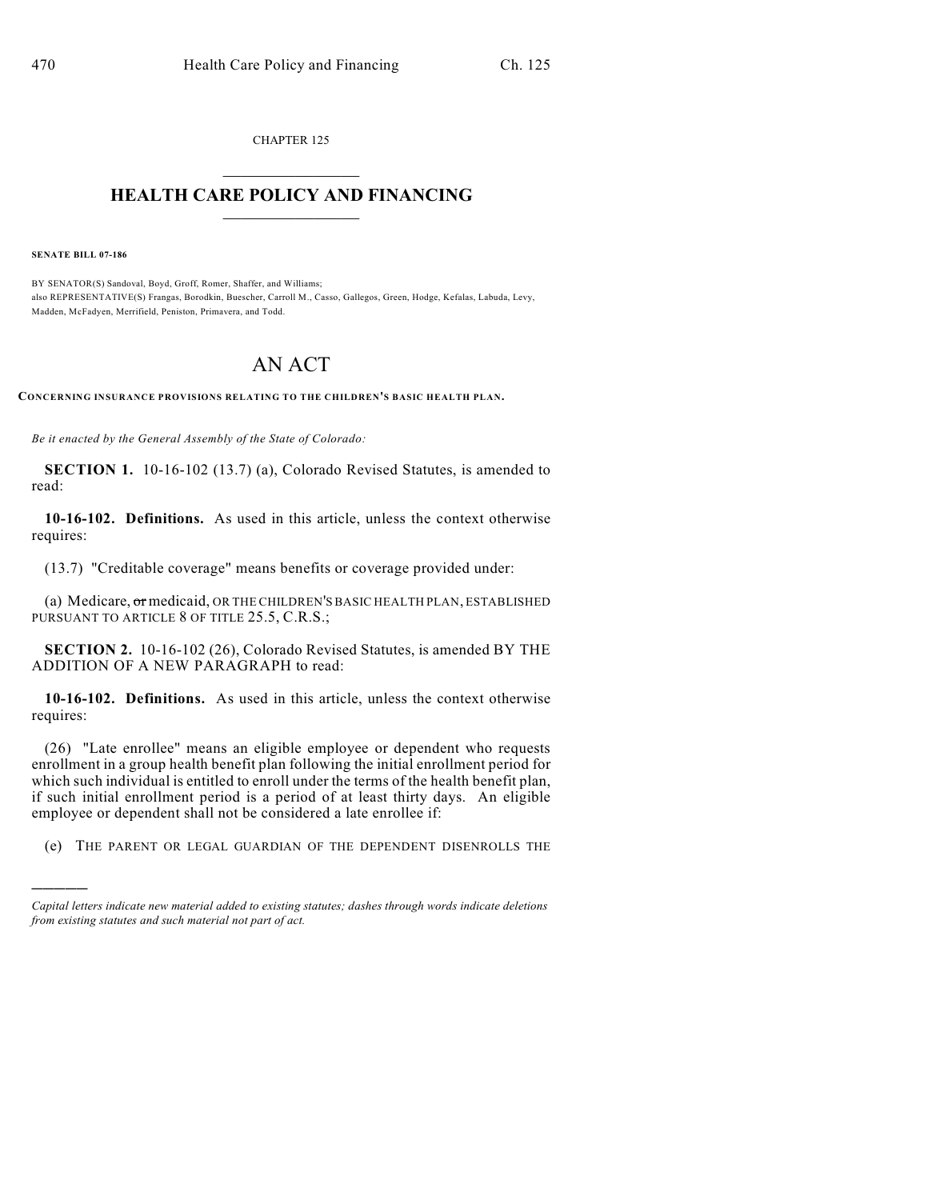CHAPTER 125

# HEALTH CARE POLICY AND FINANCING

**SENATE BILL 07-186**

BY SENATOR(S) Sandoval, Boyd, Groff, Romer, Shaffer, and Williams;
also REPRESENTATIVE(S) Frangas, Borodkin, Buescher, Carroll M., Casso, Gallegos, Green, Hodge, Kefalas, Labuda, Levy, Madden, McFadyen, Merrifield, Peniston, Primavera, and Todd.

# AN ACT

**CONCERNING INSURANCE PROVISIONS RELATING TO THE CHILDREN'S BASIC HEALTH PLAN.**

*Be it enacted by the General Assembly of the State of Colorado:*

**SECTION 1.** 10-16-102 (13.7) (a), Colorado Revised Statutes, is amended to read:

**10-16-102. Definitions.** As used in this article, unless the context otherwise requires:

(13.7) "Creditable coverage" means benefits or coverage provided under:

(a) Medicare, ~~or~~ medicaid, OR THE CHILDREN'S BASIC HEALTH PLAN, ESTABLISHED PURSUANT TO ARTICLE 8 OF TITLE 25.5, C.R.S.;

**SECTION 2.** 10-16-102 (26), Colorado Revised Statutes, is amended BY THE ADDITION OF A NEW PARAGRAPH to read:

**10-16-102. Definitions.** As used in this article, unless the context otherwise requires:

(26) "Late enrollee" means an eligible employee or dependent who requests enrollment in a group health benefit plan following the initial enrollment period for which such individual is entitled to enroll under the terms of the health benefit plan, if such initial enrollment period is a period of at least thirty days. An eligible employee or dependent shall not be considered a late enrollee if:

(e) THE PARENT OR LEGAL GUARDIAN OF THE DEPENDENT DISENROLLS THE

*Capital letters indicate new material added to existing statutes; dashes through words indicate deletions from existing statutes and such material not part of act.*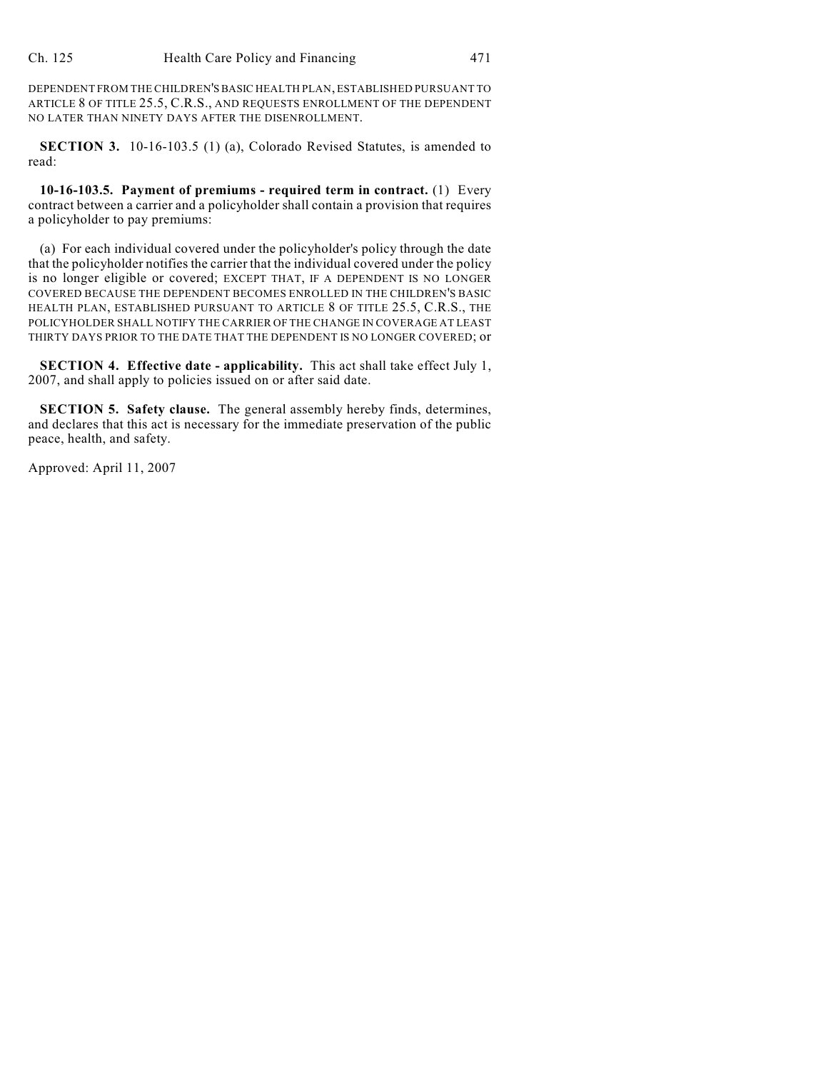DEPENDENT FROM THE CHILDREN'S BASIC HEALTH PLAN, ESTABLISHED PURSUANT TO ARTICLE 8 OF TITLE 25.5, C.R.S., AND REQUESTS ENROLLMENT OF THE DEPENDENT NO LATER THAN NINETY DAYS AFTER THE DISENROLLMENT.

**SECTION 3.** 10-16-103.5 (1) (a), Colorado Revised Statutes, is amended to read:

**10-16-103.5. Payment of premiums - required term in contract.** (1) Every contract between a carrier and a policyholder shall contain a provision that requires a policyholder to pay premiums:

(a) For each individual covered under the policyholder's policy through the date that the policyholder notifies the carrier that the individual covered under the policy is no longer eligible or covered; EXCEPT THAT, IF A DEPENDENT IS NO LONGER COVERED BECAUSE THE DEPENDENT BECOMES ENROLLED IN THE CHILDREN'S BASIC HEALTH PLAN, ESTABLISHED PURSUANT TO ARTICLE 8 OF TITLE 25.5, C.R.S., THE POLICYHOLDER SHALL NOTIFY THE CARRIER OF THE CHANGE IN COVERAGE AT LEAST THIRTY DAYS PRIOR TO THE DATE THAT THE DEPENDENT IS NO LONGER COVERED; or

**SECTION 4. Effective date - applicability.** This act shall take effect July 1, 2007, and shall apply to policies issued on or after said date.

**SECTION 5. Safety clause.** The general assembly hereby finds, determines, and declares that this act is necessary for the immediate preservation of the public peace, health, and safety.

Approved: April 11, 2007